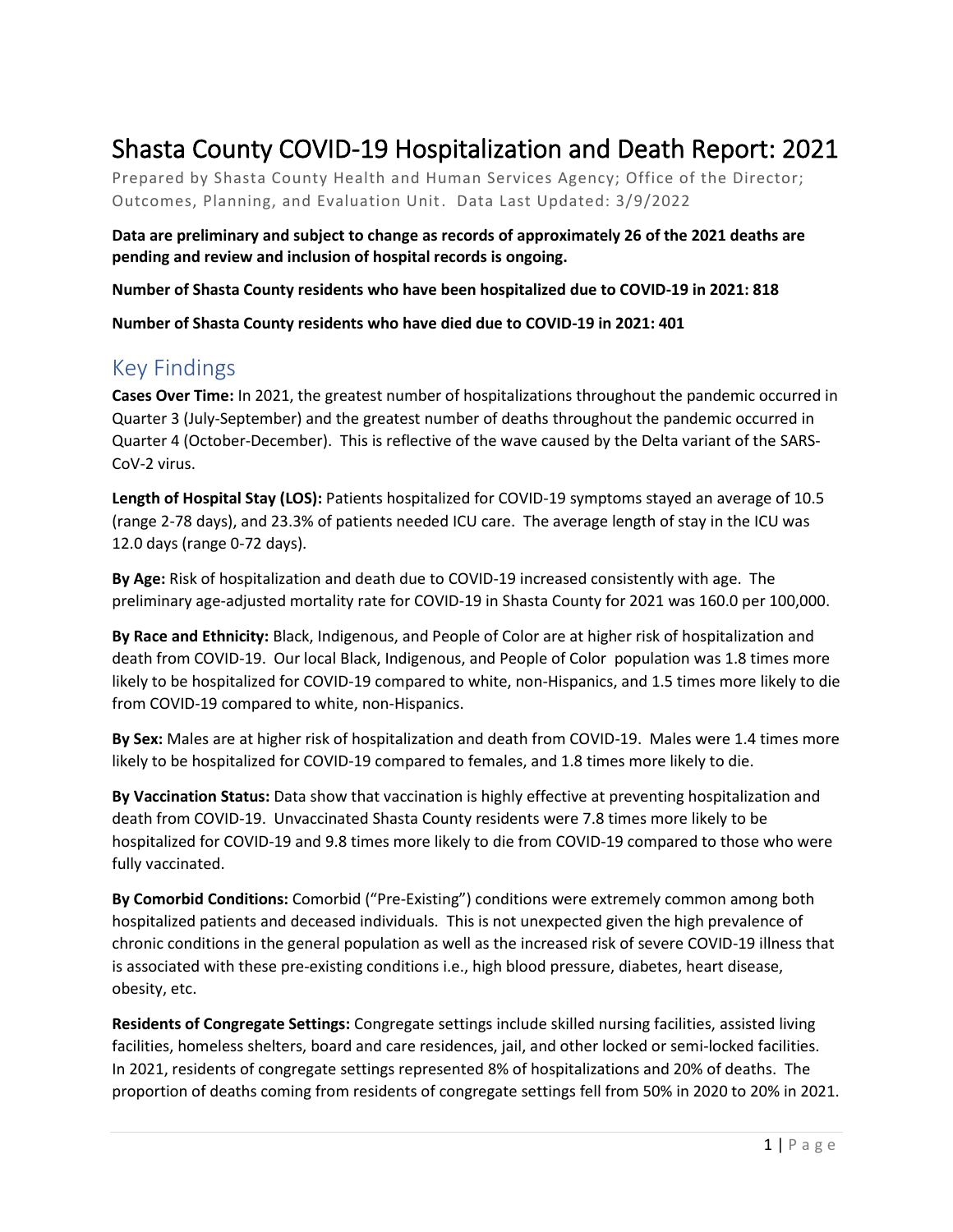# Shasta County COVID-19 Hospitalization and Death Report: 2021

Prepared by Shasta County Health and Human Services Agency; Office of the Director; Outcomes, Planning, and Evaluation Unit. Data Last Updated: 3/9/2022

**Data are preliminary and subject to change as records of approximately 26 of the 2021 deaths are pending and review and inclusion of hospital records is ongoing.**

**Number of Shasta County residents who have been hospitalized due to COVID-19 in 2021: 818**

**Number of Shasta County residents who have died due to COVID-19 in 2021: 401**

## Key Findings

**Cases Over Time:** In 2021, the greatest number of hospitalizations throughout the pandemic occurred in Quarter 3 (July-September) and the greatest number of deaths throughout the pandemic occurred in Quarter 4 (October-December). This is reflective of the wave caused by the Delta variant of the SARS-CoV-2 virus.

**Length of Hospital Stay (LOS):** Patients hospitalized for COVID-19 symptoms stayed an average of 10.5 (range 2-78 days), and 23.3% of patients needed ICU care. The average length of stay in the ICU was 12.0 days (range 0-72 days).

**By Age:** Risk of hospitalization and death due to COVID-19 increased consistently with age. The preliminary age-adjusted mortality rate for COVID-19 in Shasta County for 2021 was 160.0 per 100,000.

**By Race and Ethnicity:** Black, Indigenous, and People of Color are at higher risk of hospitalization and death from COVID-19. Our local Black, Indigenous, and People of Color population was 1.8 times more likely to be hospitalized for COVID-19 compared to white, non-Hispanics, and 1.5 times more likely to die from COVID-19 compared to white, non-Hispanics.

**By Sex:** Males are at higher risk of hospitalization and death from COVID-19. Males were 1.4 times more likely to be hospitalized for COVID-19 compared to females, and 1.8 times more likely to die.

**By Vaccination Status:** Data show that vaccination is highly effective at preventing hospitalization and death from COVID-19. Unvaccinated Shasta County residents were 7.8 times more likely to be hospitalized for COVID-19 and 9.8 times more likely to die from COVID-19 compared to those who were fully vaccinated.

**By Comorbid Conditions:** Comorbid ("Pre-Existing") conditions were extremely common among both hospitalized patients and deceased individuals. This is not unexpected given the high prevalence of chronic conditions in the general population as well as the increased risk of severe COVID-19 illness that is associated with these pre-existing conditions i.e., high blood pressure, diabetes, heart disease, obesity, etc.

**Residents of Congregate Settings:** Congregate settings include skilled nursing facilities, assisted living facilities, homeless shelters, board and care residences, jail, and other locked or semi-locked facilities. In 2021, residents of congregate settings represented 8% of hospitalizations and 20% of deaths. The proportion of deaths coming from residents of congregate settings fell from 50% in 2020 to 20% in 2021.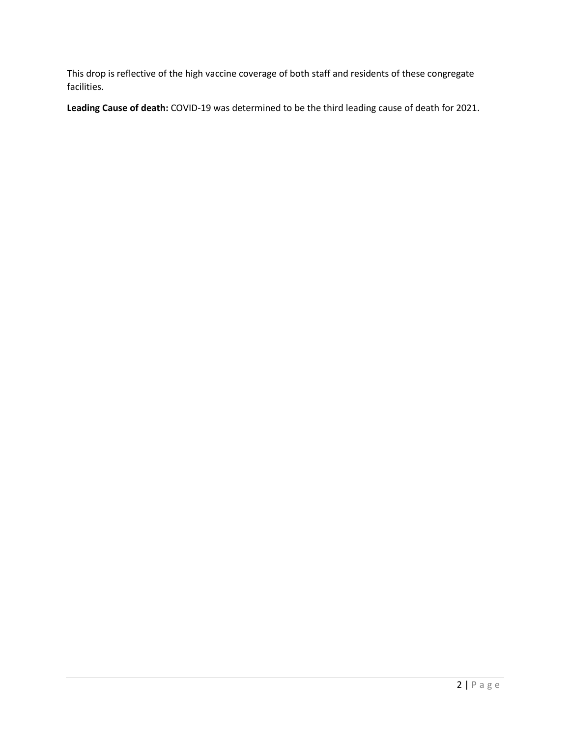This drop is reflective of the high vaccine coverage of both staff and residents of these congregate facilities.

**Leading Cause of death:** COVID-19 was determined to be the third leading cause of death for 2021.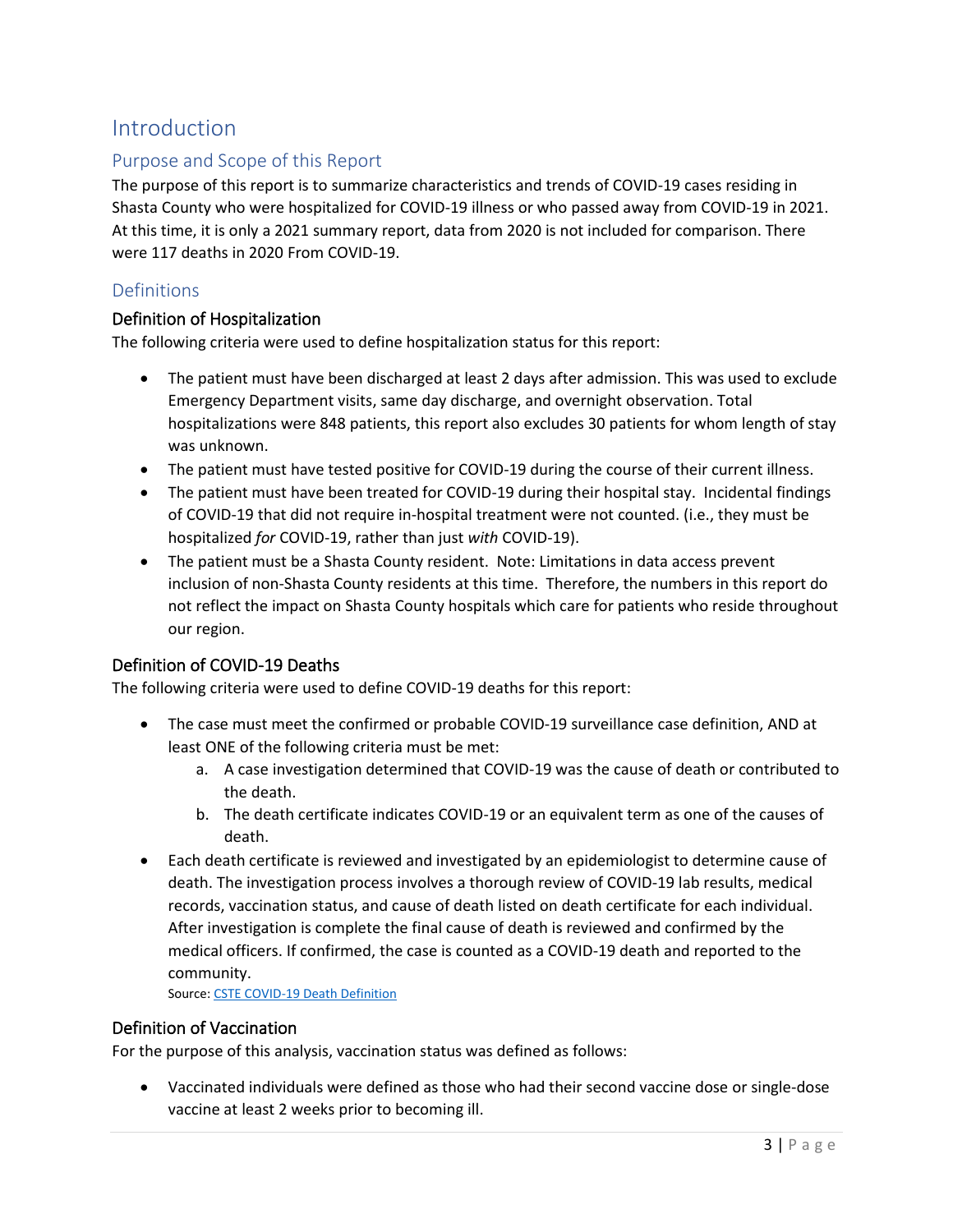# Introduction

## Purpose and Scope of this Report

The purpose of this report is to summarize characteristics and trends of COVID-19 cases residing in Shasta County who were hospitalized for COVID-19 illness or who passed away from COVID-19 in 2021. At this time, it is only a 2021 summary report, data from 2020 is not included for comparison. There were 117 deaths in 2020 From COVID-19.

## Definitions

### Definition of Hospitalization

The following criteria were used to define hospitalization status for this report:

- The patient must have been discharged at least 2 days after admission. This was used to exclude Emergency Department visits, same day discharge, and overnight observation. Total hospitalizations were 848 patients, this report also excludes 30 patients for whom length of stay was unknown.
- The patient must have tested positive for COVID-19 during the course of their current illness.
- The patient must have been treated for COVID-19 during their hospital stay. Incidental findings of COVID-19 that did not require in-hospital treatment were not counted. (i.e., they must be hospitalized *for* COVID-19, rather than just *with* COVID-19).
- The patient must be a Shasta County resident. Note: Limitations in data access prevent inclusion of non-Shasta County residents at this time. Therefore, the numbers in this report do not reflect the impact on Shasta County hospitals which care for patients who reside throughout our region.

### Definition of COVID-19 Deaths

The following criteria were used to define COVID-19 deaths for this report:

- The case must meet the confirmed or probable COVID-19 surveillance case definition, AND at least ONE of the following criteria must be met:
    a. A case investigation determined that COVID-19 was the cause of death or contributed to the death.
    b. The death certificate indicates COVID-19 or an equivalent term as one of the causes of death.
- Each death certificate is reviewed and investigated by an epidemiologist to determine cause of death. The investigation process involves a thorough review of COVID-19 lab results, medical records, vaccination status, and cause of death listed on death certificate for each individual. After investigation is complete the final cause of death is reviewed and confirmed by the medical officers. If confirmed, the case is counted as a COVID-19 death and reported to the community.

  Source: CSTE COVID-19 Death Definition

### Definition of Vaccination

For the purpose of this analysis, vaccination status was defined as follows:

- Vaccinated individuals were defined as those who had their second vaccine dose or single-dose vaccine at least 2 weeks prior to becoming ill.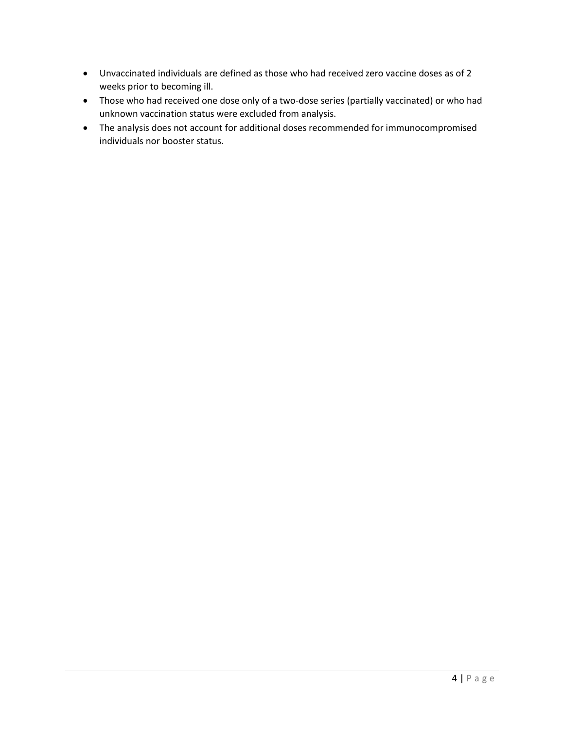- Unvaccinated individuals are defined as those who had received zero vaccine doses as of 2 weeks prior to becoming ill.
- Those who had received one dose only of a two-dose series (partially vaccinated) or who had unknown vaccination status were excluded from analysis.
- The analysis does not account for additional doses recommended for immunocompromised individuals nor booster status.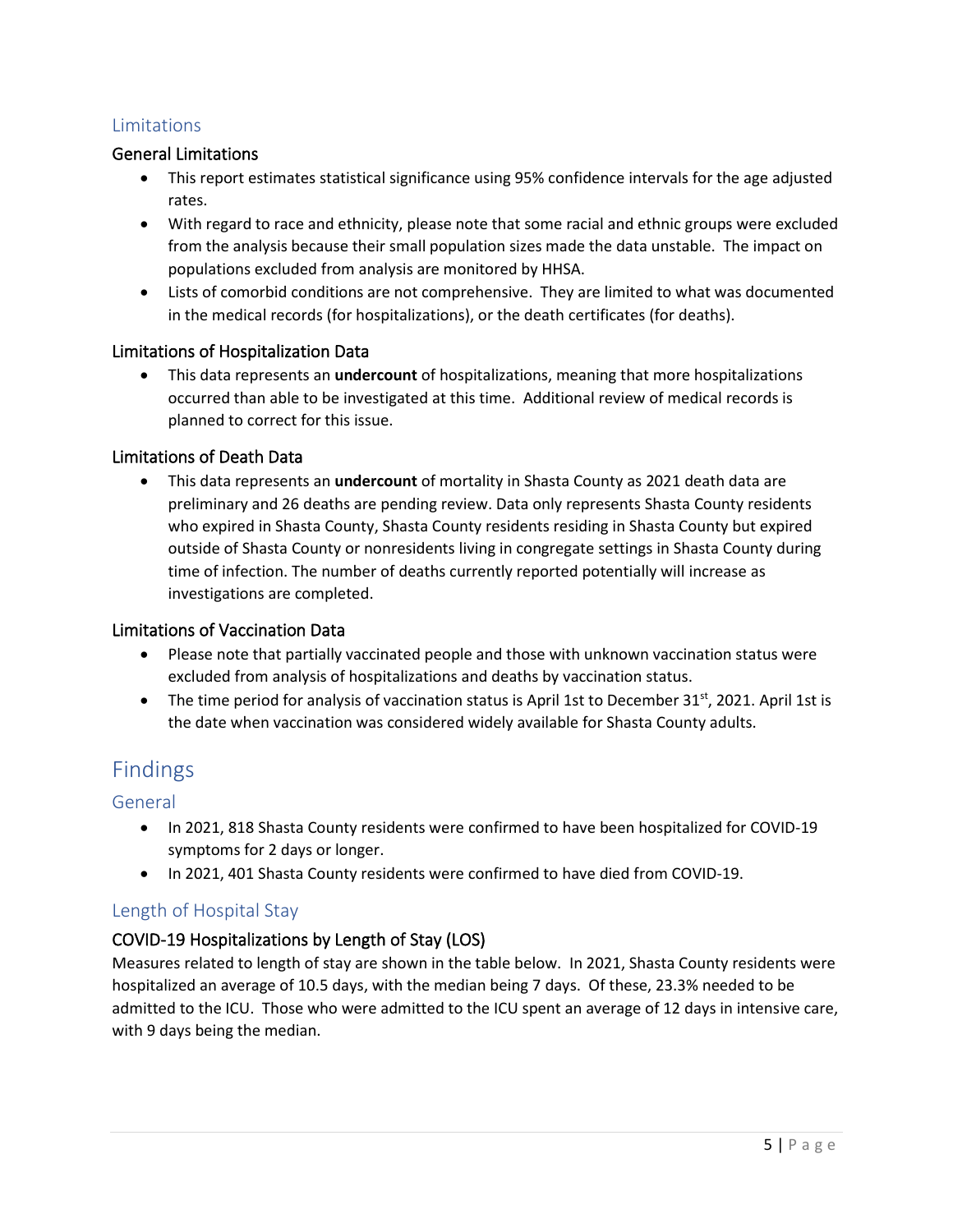## Limitations

### General Limitations

- This report estimates statistical significance using 95% confidence intervals for the age adjusted rates.
- With regard to race and ethnicity, please note that some racial and ethnic groups were excluded from the analysis because their small population sizes made the data unstable. The impact on populations excluded from analysis are monitored by HHSA.
- Lists of comorbid conditions are not comprehensive. They are limited to what was documented in the medical records (for hospitalizations), or the death certificates (for deaths).

### Limitations of Hospitalization Data

- This data represents an **undercount** of hospitalizations, meaning that more hospitalizations occurred than able to be investigated at this time. Additional review of medical records is planned to correct for this issue.

### Limitations of Death Data

- This data represents an **undercount** of mortality in Shasta County as 2021 death data are preliminary and 26 deaths are pending review. Data only represents Shasta County residents who expired in Shasta County, Shasta County residents residing in Shasta County but expired outside of Shasta County or nonresidents living in congregate settings in Shasta County during time of infection. The number of deaths currently reported potentially will increase as investigations are completed.

### Limitations of Vaccination Data

- Please note that partially vaccinated people and those with unknown vaccination status were excluded from analysis of hospitalizations and deaths by vaccination status.
- The time period for analysis of vaccination status is April 1st to December 31st, 2021. April 1st is the date when vaccination was considered widely available for Shasta County adults.

# Findings

## General

- In 2021, 818 Shasta County residents were confirmed to have been hospitalized for COVID-19 symptoms for 2 days or longer.
- In 2021, 401 Shasta County residents were confirmed to have died from COVID-19.

## Length of Hospital Stay

### COVID-19 Hospitalizations by Length of Stay (LOS)

Measures related to length of stay are shown in the table below. In 2021, Shasta County residents were hospitalized an average of 10.5 days, with the median being 7 days. Of these, 23.3% needed to be admitted to the ICU. Those who were admitted to the ICU spent an average of 12 days in intensive care, with 9 days being the median.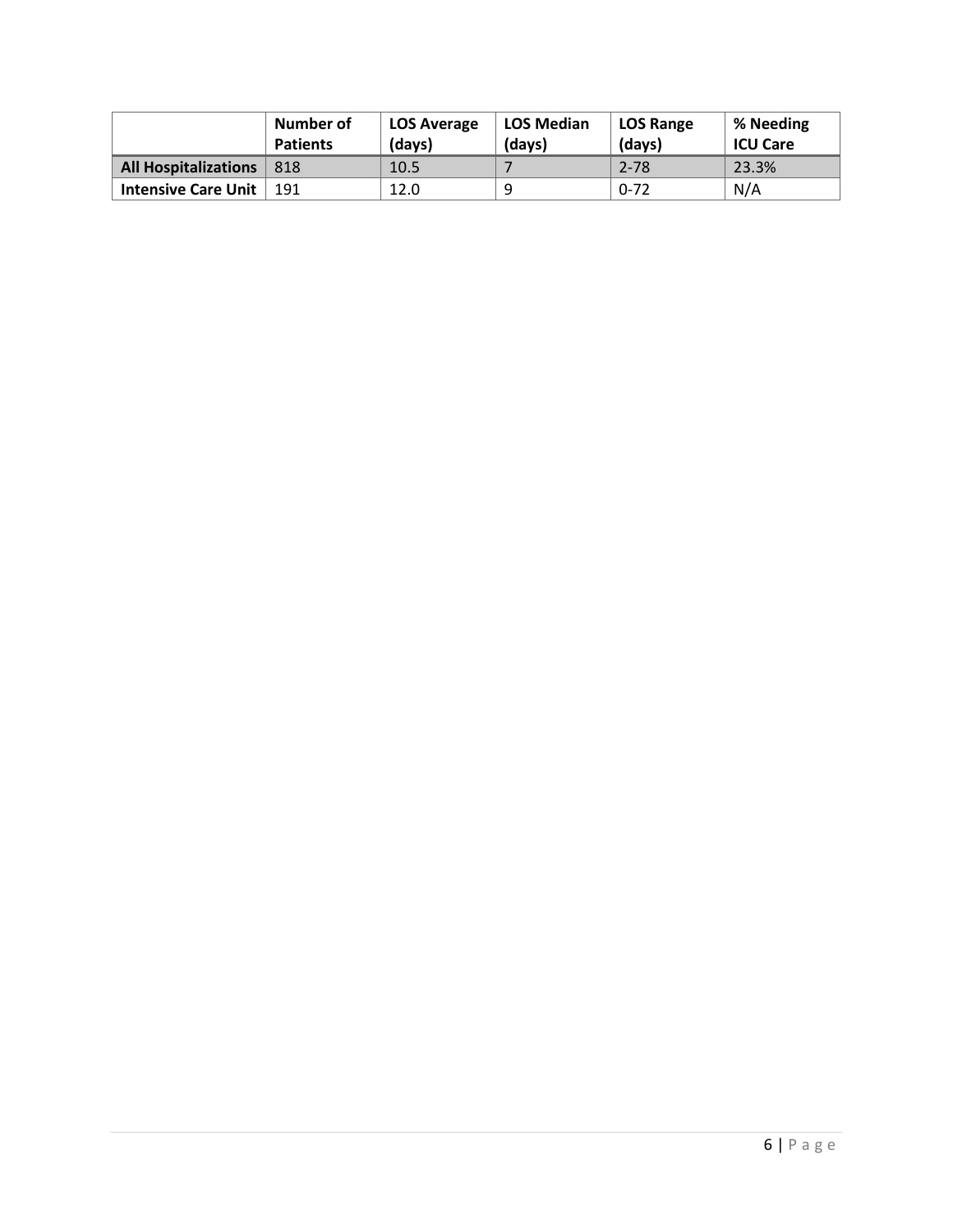| | Number of Patients | LOS Average (days) | LOS Median (days) | LOS Range (days) | % Needing ICU Care |
|---|---|---|---|---|---|
| **All Hospitalizations** | 818 | 10.5 | 7 | 2-78 | 23.3% |
| **Intensive Care Unit** | 191 | 12.0 | 9 | 0-72 | N/A |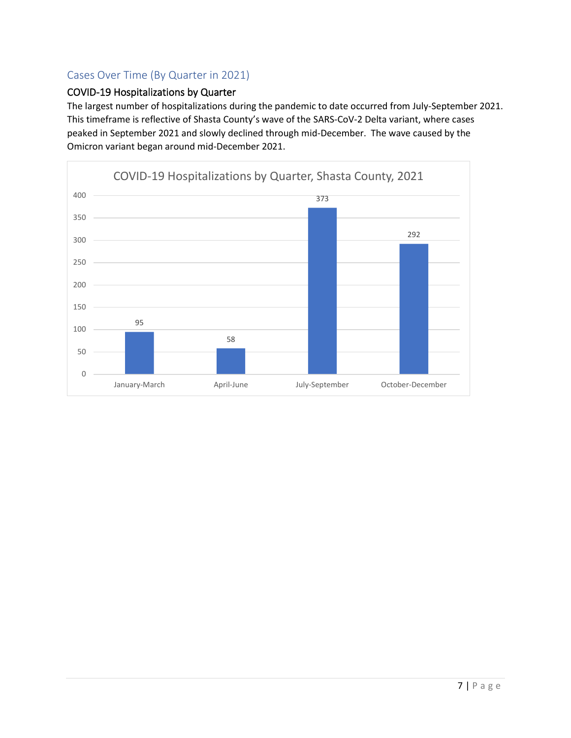## Cases Over Time (By Quarter in 2021)

### COVID-19 Hospitalizations by Quarter

The largest number of hospitalizations during the pandemic to date occurred from July-September 2021. This timeframe is reflective of Shasta County's wave of the SARS-CoV-2 Delta variant, where cases peaked in September 2021 and slowly declined through mid-December. The wave caused by the Omicron variant began around mid-December 2021.

**COVID-19 Hospitalizations by Quarter, Shasta County, 2021**

| Quarter | Hospitalizations |
|---|---|
| January-March | 95 |
| April-June | 58 |
| July-September | 373 |
| October-December | 292 |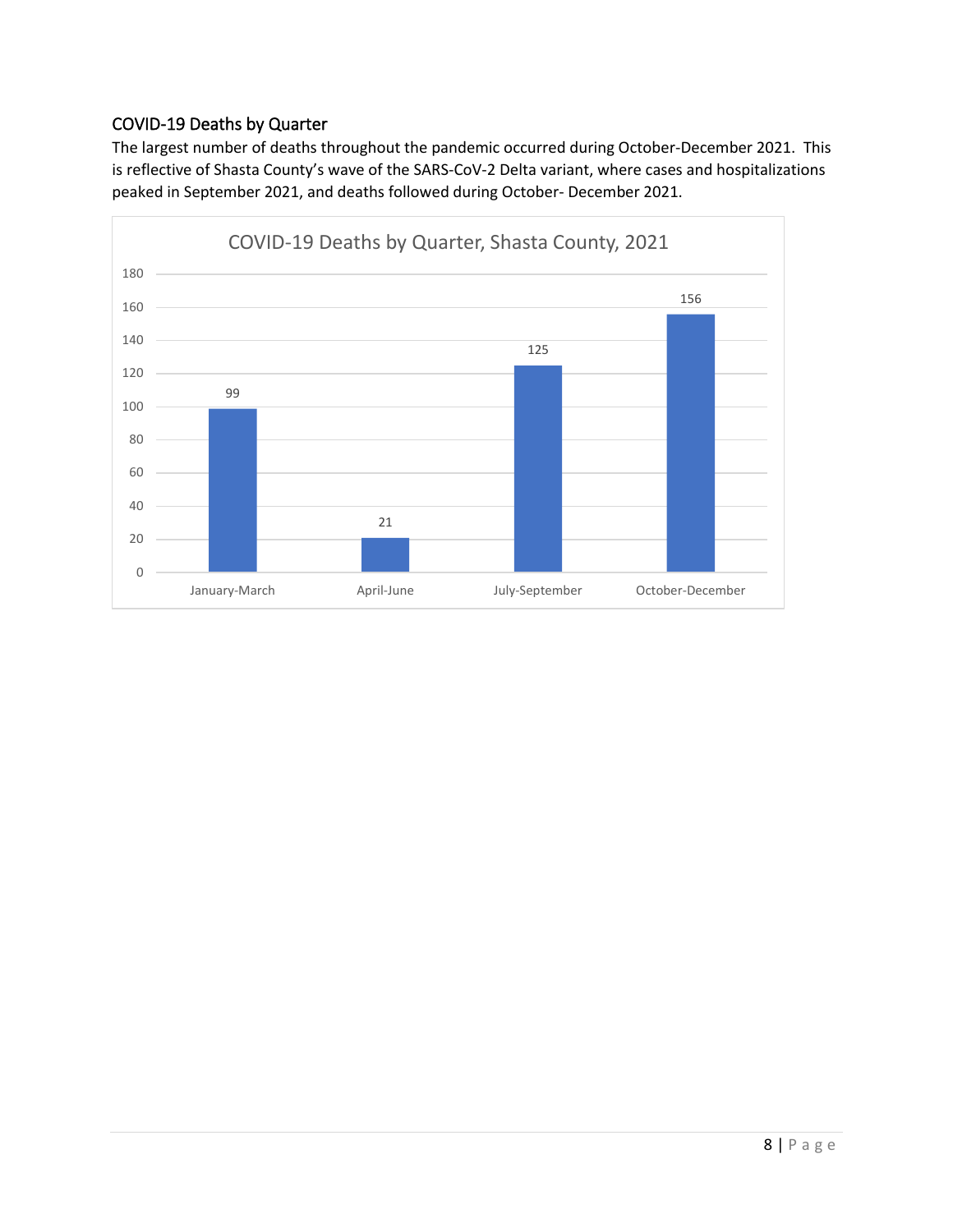## COVID-19 Deaths by Quarter

The largest number of deaths throughout the pandemic occurred during October-December 2021. This is reflective of Shasta County's wave of the SARS-CoV-2 Delta variant, where cases and hospitalizations peaked in September 2021, and deaths followed during October- December 2021.

COVID-19 Deaths by Quarter, Shasta County, 2021

| Quarter | Deaths |
| --- | --- |
| January-March | 99 |
| April-June | 21 |
| July-September | 125 |
| October-December | 156 |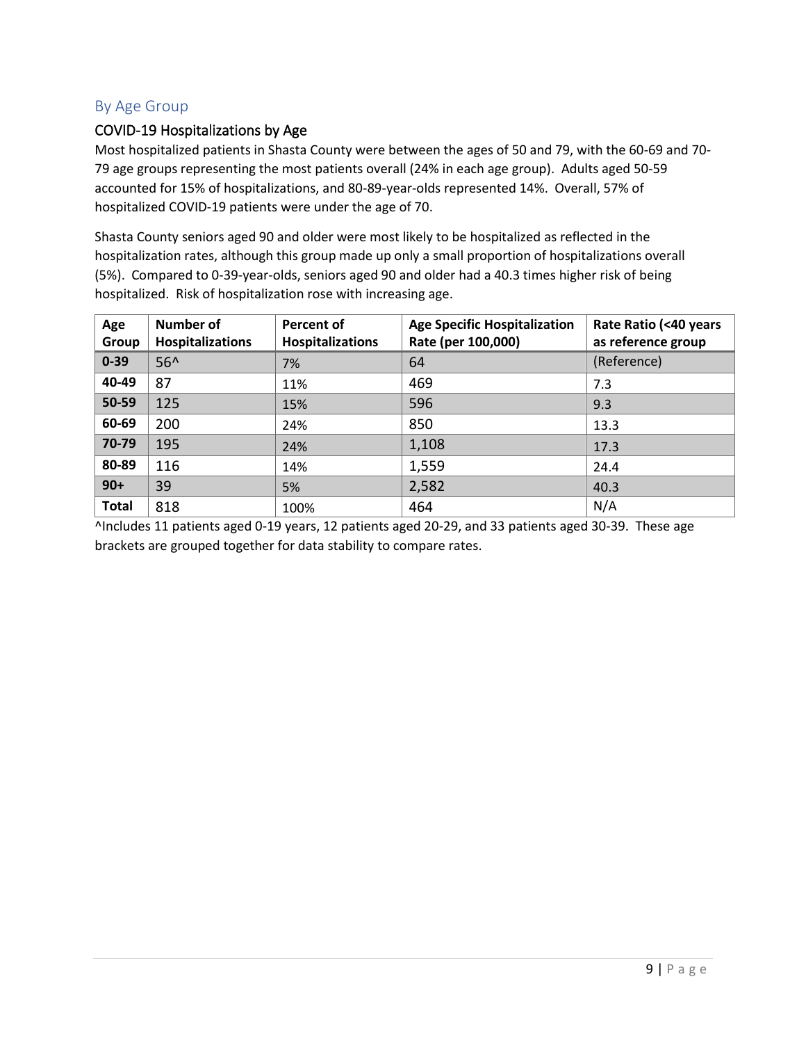## By Age Group

### COVID-19 Hospitalizations by Age

Most hospitalized patients in Shasta County were between the ages of 50 and 79, with the 60-69 and 70-79 age groups representing the most patients overall (24% in each age group). Adults aged 50-59 accounted for 15% of hospitalizations, and 80-89-year-olds represented 14%. Overall, 57% of hospitalized COVID-19 patients were under the age of 70.

Shasta County seniors aged 90 and older were most likely to be hospitalized as reflected in the hospitalization rates, although this group made up only a small proportion of hospitalizations overall (5%). Compared to 0-39-year-olds, seniors aged 90 and older had a 40.3 times higher risk of being hospitalized. Risk of hospitalization rose with increasing age.

| Age Group | Number of Hospitalizations | Percent of Hospitalizations | Age Specific Hospitalization Rate (per 100,000) | Rate Ratio (<40 years as reference group |
|---|---|---|---|---|
| **0-39** | 56^ | 7% | 64 | (Reference) |
| **40-49** | 87 | 11% | 469 | 7.3 |
| **50-59** | 125 | 15% | 596 | 9.3 |
| **60-69** | 200 | 24% | 850 | 13.3 |
| **70-79** | 195 | 24% | 1,108 | 17.3 |
| **80-89** | 116 | 14% | 1,559 | 24.4 |
| **90+** | 39 | 5% | 2,582 | 40.3 |
| **Total** | 818 | 100% | 464 | N/A |

^Includes 11 patients aged 0-19 years, 12 patients aged 20-29, and 33 patients aged 30-39. These age brackets are grouped together for data stability to compare rates.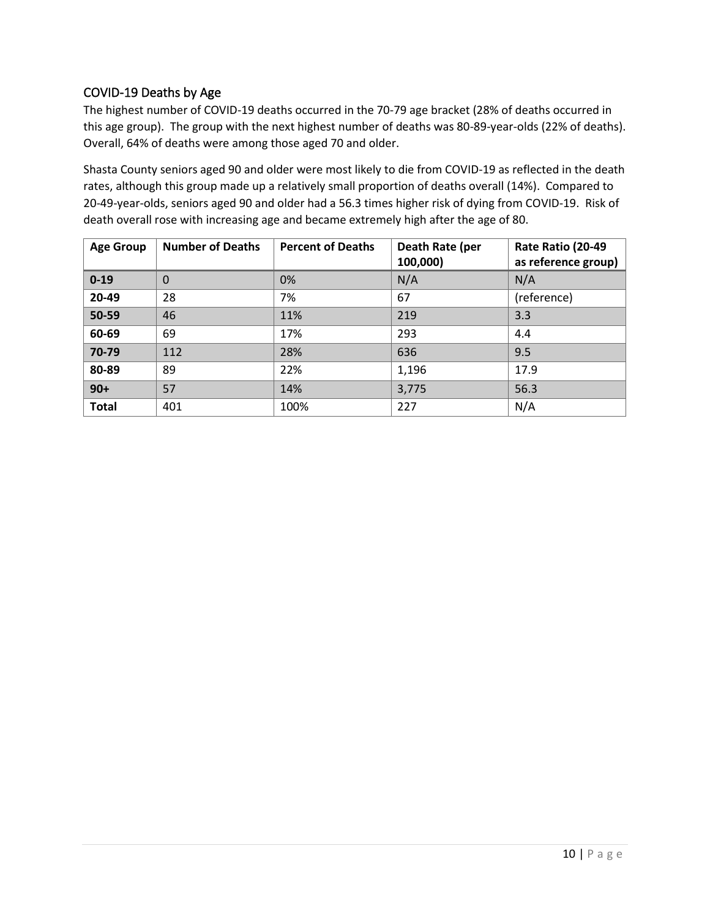## COVID-19 Deaths by Age

The highest number of COVID-19 deaths occurred in the 70-79 age bracket (28% of deaths occurred in this age group). The group with the next highest number of deaths was 80-89-year-olds (22% of deaths). Overall, 64% of deaths were among those aged 70 and older.

Shasta County seniors aged 90 and older were most likely to die from COVID-19 as reflected in the death rates, although this group made up a relatively small proportion of deaths overall (14%). Compared to 20-49-year-olds, seniors aged 90 and older had a 56.3 times higher risk of dying from COVID-19. Risk of death overall rose with increasing age and became extremely high after the age of 80.

| Age Group | Number of Deaths | Percent of Deaths | Death Rate (per 100,000) | Rate Ratio (20-49 as reference group) |
|---|---|---|---|---|
| **0-19** | 0 | 0% | N/A | N/A |
| **20-49** | 28 | 7% | 67 | (reference) |
| **50-59** | 46 | 11% | 219 | 3.3 |
| **60-69** | 69 | 17% | 293 | 4.4 |
| **70-79** | 112 | 28% | 636 | 9.5 |
| **80-89** | 89 | 22% | 1,196 | 17.9 |
| **90+** | 57 | 14% | 3,775 | 56.3 |
| **Total** | 401 | 100% | 227 | N/A |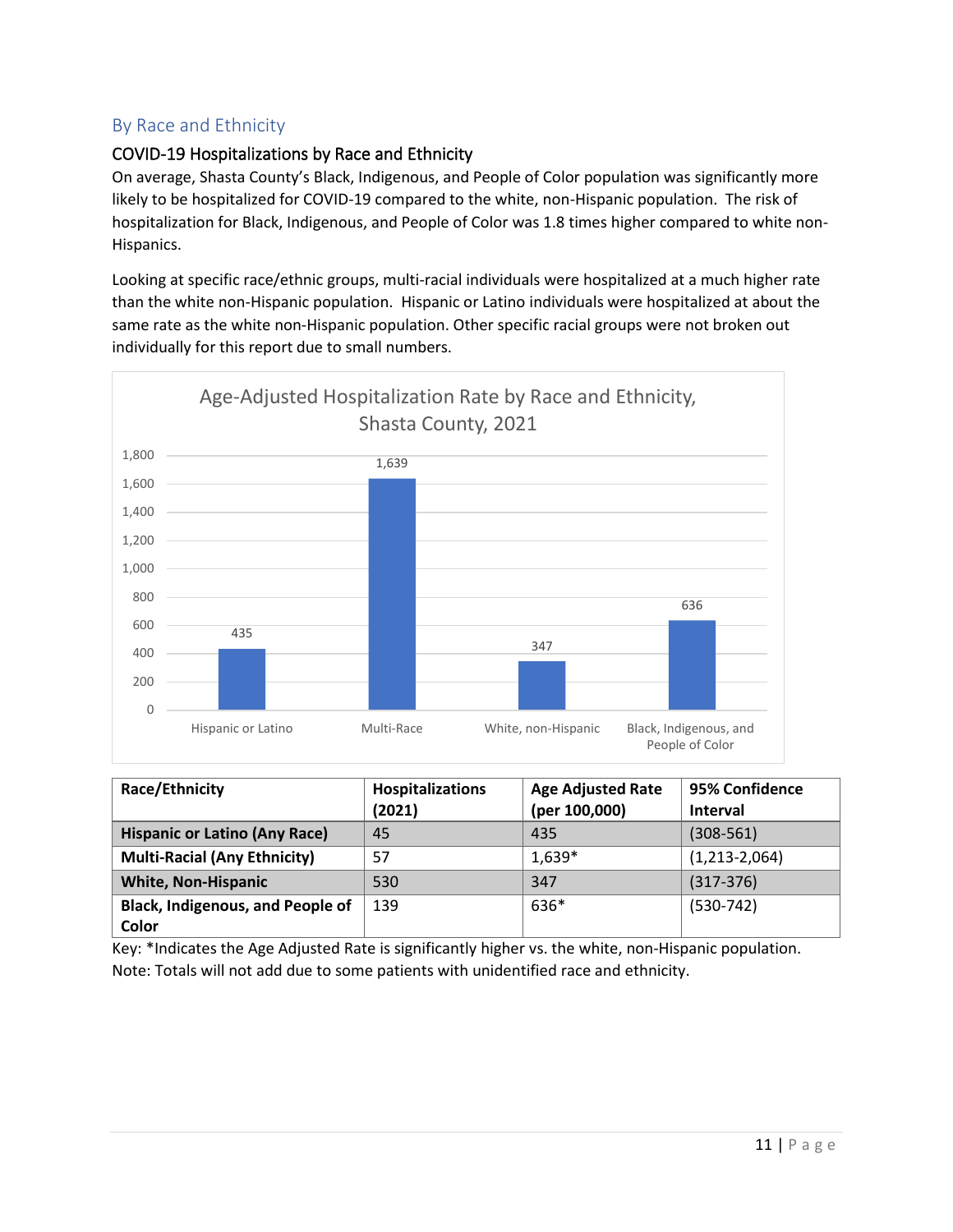## By Race and Ethnicity

### COVID-19 Hospitalizations by Race and Ethnicity

On average, Shasta County's Black, Indigenous, and People of Color population was significantly more likely to be hospitalized for COVID-19 compared to the white, non-Hispanic population. The risk of hospitalization for Black, Indigenous, and People of Color was 1.8 times higher compared to white non-Hispanics.

Looking at specific race/ethnic groups, multi-racial individuals were hospitalized at a much higher rate than the white non-Hispanic population. Hispanic or Latino individuals were hospitalized at about the same rate as the white non-Hispanic population. Other specific racial groups were not broken out individually for this report due to small numbers.

Age-Adjusted Hospitalization Rate by Race and Ethnicity, Shasta County, 2021

| Category | Rate |
|---|---|
| Hispanic or Latino | 435 |
| Multi-Race | 1,639 |
| White, non-Hispanic | 347 |
| Black, Indigenous, and People of Color | 636 |

| Race/Ethnicity | Hospitalizations (2021) | Age Adjusted Rate (per 100,000) | 95% Confidence Interval |
|---|---|---|---|
| **Hispanic or Latino (Any Race)** | 45 | 435 | (308-561) |
| **Multi-Racial (Any Ethnicity)** | 57 | 1,639* | (1,213-2,064) |
| **White, Non-Hispanic** | 530 | 347 | (317-376) |
| **Black, Indigenous, and People of Color** | 139 | 636* | (530-742) |

Key: *Indicates the Age Adjusted Rate is significantly higher vs. the white, non-Hispanic population.
Note: Totals will not add due to some patients with unidentified race and ethnicity.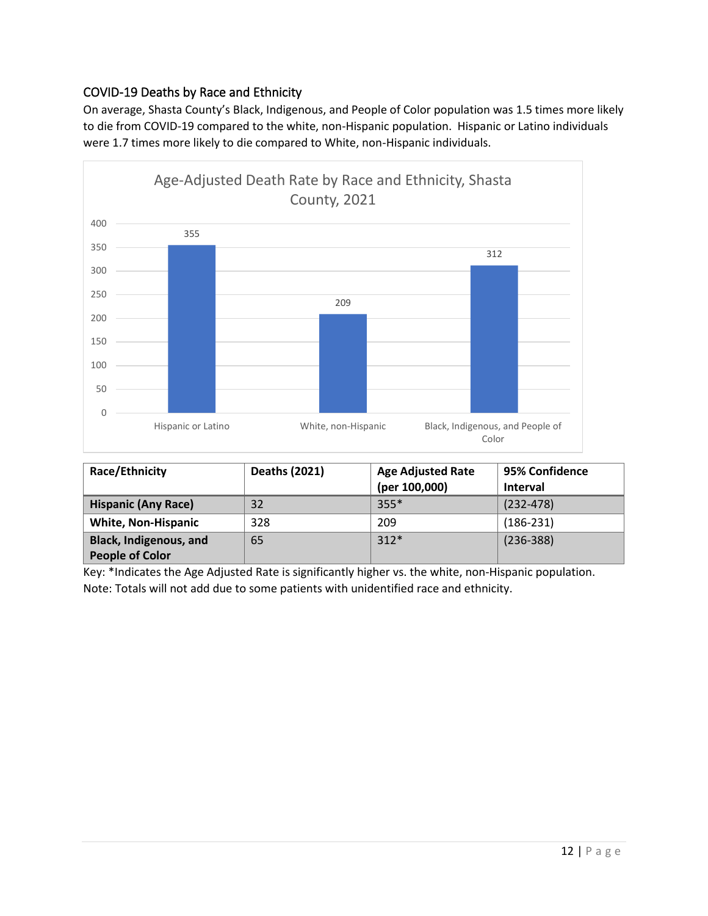## COVID-19 Deaths by Race and Ethnicity

On average, Shasta County's Black, Indigenous, and People of Color population was 1.5 times more likely to die from COVID-19 compared to the white, non-Hispanic population. Hispanic or Latino individuals were 1.7 times more likely to die compared to White, non-Hispanic individuals.

Age-Adjusted Death Rate by Race and Ethnicity, Shasta County, 2021

| Category | Rate |
| --- | --- |
| Hispanic or Latino | 355 |
| White, non-Hispanic | 209 |
| Black, Indigenous, and People of Color | 312 |

| Race/Ethnicity | Deaths (2021) | Age Adjusted Rate (per 100,000) | 95% Confidence Interval |
| --- | --- | --- | --- |
| **Hispanic (Any Race)** | 32 | 355* | (232-478) |
| **White, Non-Hispanic** | 328 | 209 | (186-231) |
| **Black, Indigenous, and People of Color** | 65 | 312* | (236-388) |

Key: *Indicates the Age Adjusted Rate is significantly higher vs. the white, non-Hispanic population.
Note: Totals will not add due to some patients with unidentified race and ethnicity.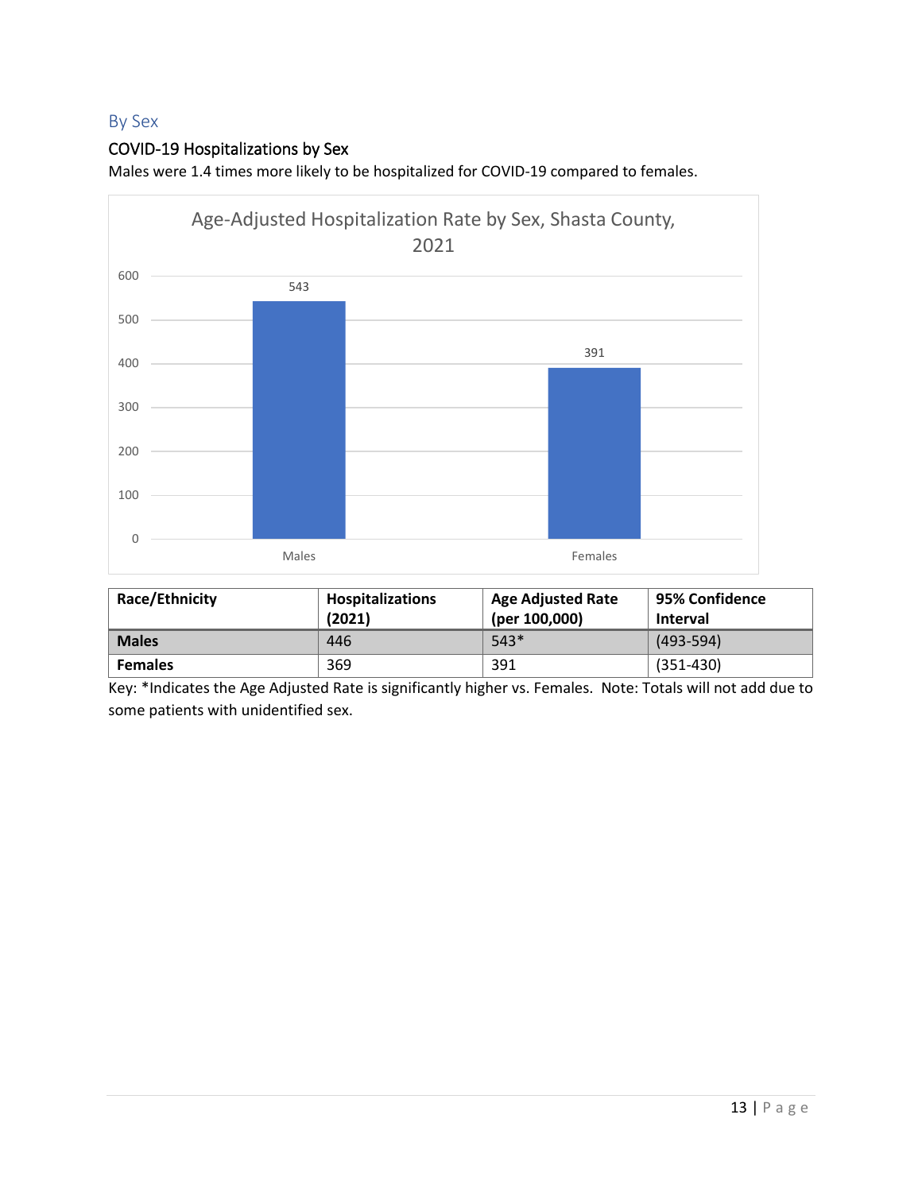## By Sex

### COVID-19 Hospitalizations by Sex

Males were 1.4 times more likely to be hospitalized for COVID-19 compared to females.

Age-Adjusted Hospitalization Rate by Sex, Shasta County, 2021

| | Males | Females |
|---|---|---|
| Rate | 543 | 391 |

| Race/Ethnicity | Hospitalizations (2021) | Age Adjusted Rate (per 100,000) | 95% Confidence Interval |
|---|---|---|---|
| **Males** | 446 | 543* | (493-594) |
| **Females** | 369 | 391 | (351-430) |

Key: *Indicates the Age Adjusted Rate is significantly higher vs. Females. Note: Totals will not add due to some patients with unidentified sex.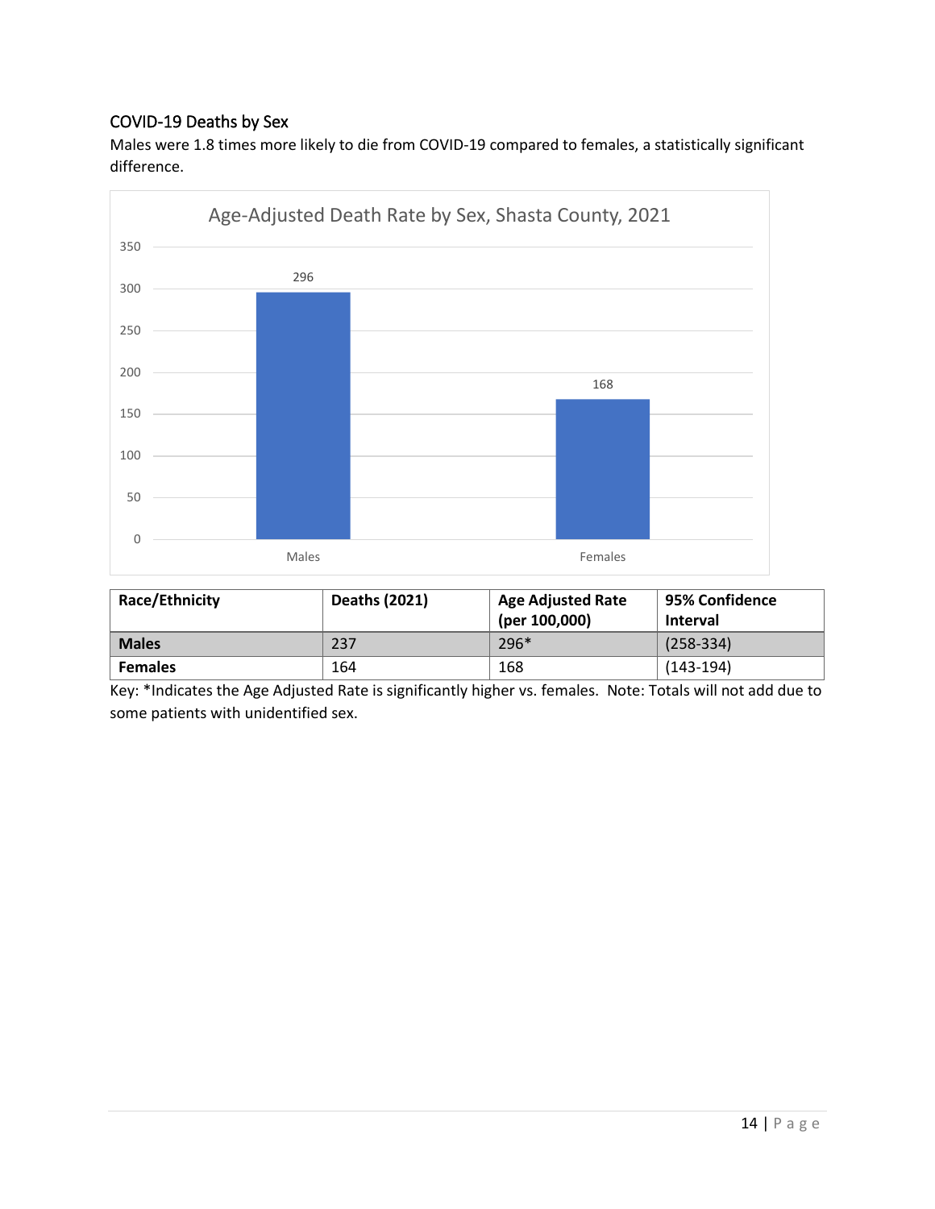## COVID-19 Deaths by Sex

Males were 1.8 times more likely to die from COVID-19 compared to females, a statistically significant difference.

Age-Adjusted Death Rate by Sex, Shasta County, 2021

| | Age-Adjusted Death Rate |
|---|---|
| Males | 296 |
| Females | 168 |

| Race/Ethnicity | Deaths (2021) | Age Adjusted Rate (per 100,000) | 95% Confidence Interval |
|---|---|---|---|
| **Males** | 237 | 296* | (258-334) |
| **Females** | 164 | 168 | (143-194) |

Key: *Indicates the Age Adjusted Rate is significantly higher vs. females. Note: Totals will not add due to some patients with unidentified sex.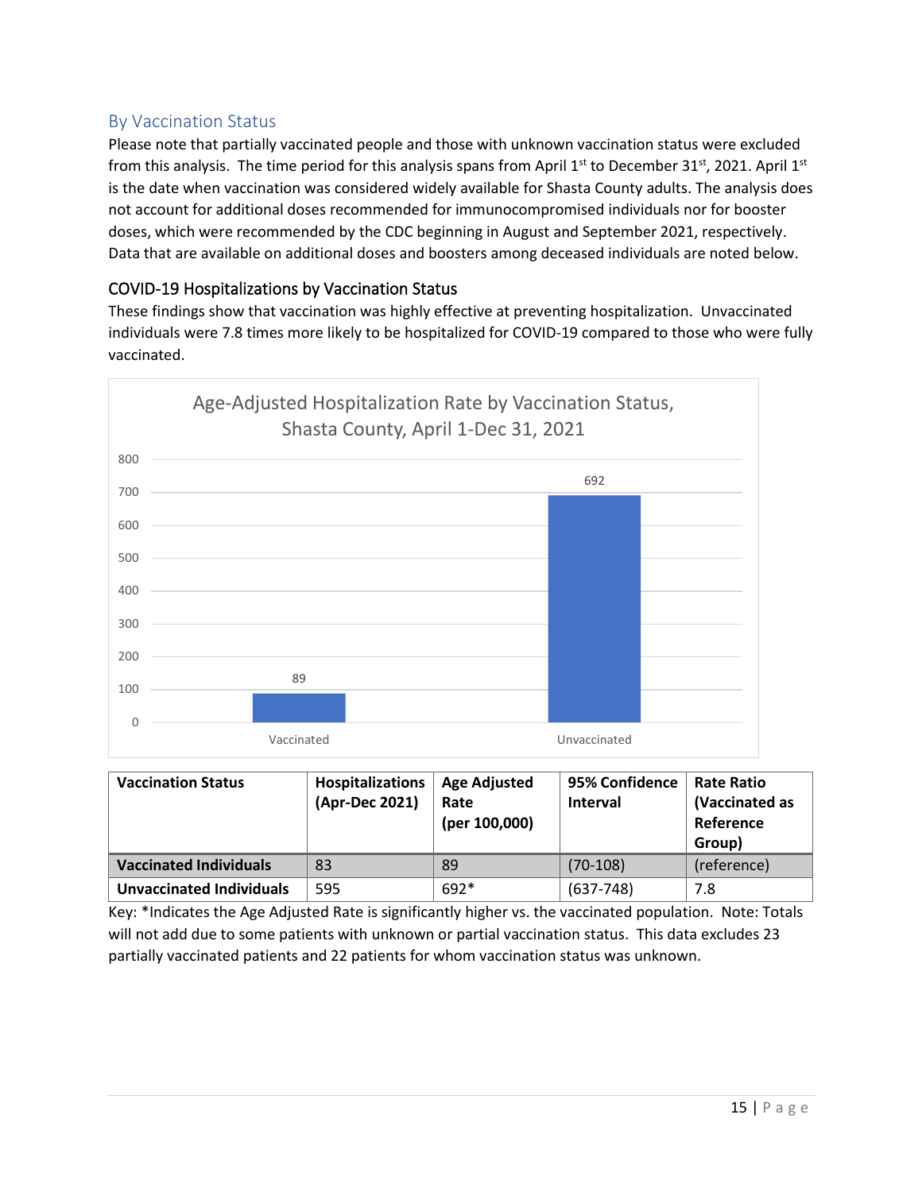## By Vaccination Status

Please note that partially vaccinated people and those with unknown vaccination status were excluded from this analysis. The time period for this analysis spans from April 1st to December 31st, 2021. April 1st is the date when vaccination was considered widely available for Shasta County adults. The analysis does not account for additional doses recommended for immunocompromised individuals nor for booster doses, which were recommended by the CDC beginning in August and September 2021, respectively. Data that are available on additional doses and boosters among deceased individuals are noted below.

### COVID-19 Hospitalizations by Vaccination Status

These findings show that vaccination was highly effective at preventing hospitalization. Unvaccinated individuals were 7.8 times more likely to be hospitalized for COVID-19 compared to those who were fully vaccinated.

Age-Adjusted Hospitalization Rate by Vaccination Status, Shasta County, April 1-Dec 31, 2021

| Vaccination Status | Age-Adjusted Hospitalization Rate |
|---|---|
| Vaccinated | 89 |
| Unvaccinated | 692 |

| Vaccination Status | Hospitalizations (Apr-Dec 2021) | Age Adjusted Rate (per 100,000) | 95% Confidence Interval | Rate Ratio (Vaccinated as Reference Group) |
|---|---|---|---|---|
| **Vaccinated Individuals** | 83 | 89 | (70-108) | (reference) |
| **Unvaccinated Individuals** | 595 | 692* | (637-748) | 7.8 |

Key: *Indicates the Age Adjusted Rate is significantly higher vs. the vaccinated population. Note: Totals will not add due to some patients with unknown or partial vaccination status. This data excludes 23 partially vaccinated patients and 22 patients for whom vaccination status was unknown.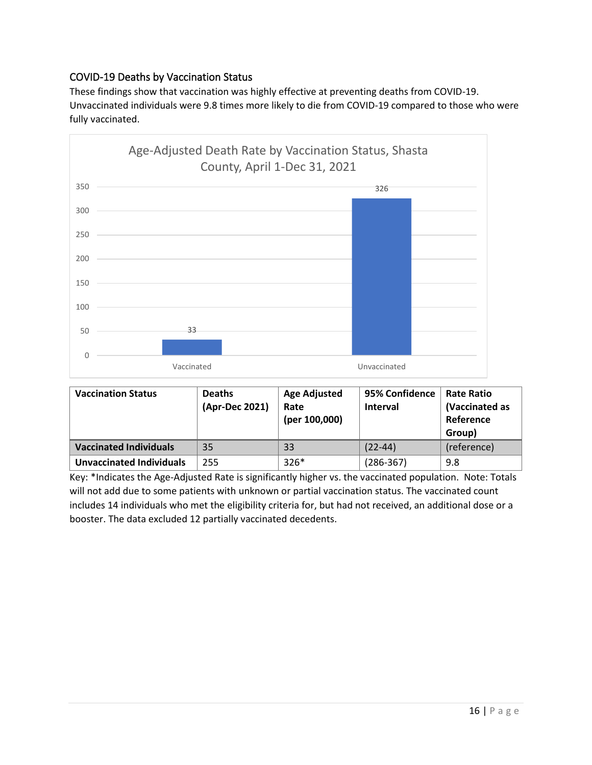## COVID-19 Deaths by Vaccination Status

These findings show that vaccination was highly effective at preventing deaths from COVID-19. Unvaccinated individuals were 9.8 times more likely to die from COVID-19 compared to those who were fully vaccinated.

Age-Adjusted Death Rate by Vaccination Status, Shasta County, April 1-Dec 31, 2021

| Vaccination Status | Deaths (Apr-Dec 2021) | Age Adjusted Rate (per 100,000) | 95% Confidence Interval | Rate Ratio (Vaccinated as Reference Group) |
|---|---|---|---|---|
| **Vaccinated Individuals** | 35 | 33 | (22-44) | (reference) |
| **Unvaccinated Individuals** | 255 | 326* | (286-367) | 9.8 |

Key: *Indicates the Age-Adjusted Rate is significantly higher vs. the vaccinated population. Note: Totals will not add due to some patients with unknown or partial vaccination status. The vaccinated count includes 14 individuals who met the eligibility criteria for, but had not received, an additional dose or a booster. The data excluded 12 partially vaccinated decedents.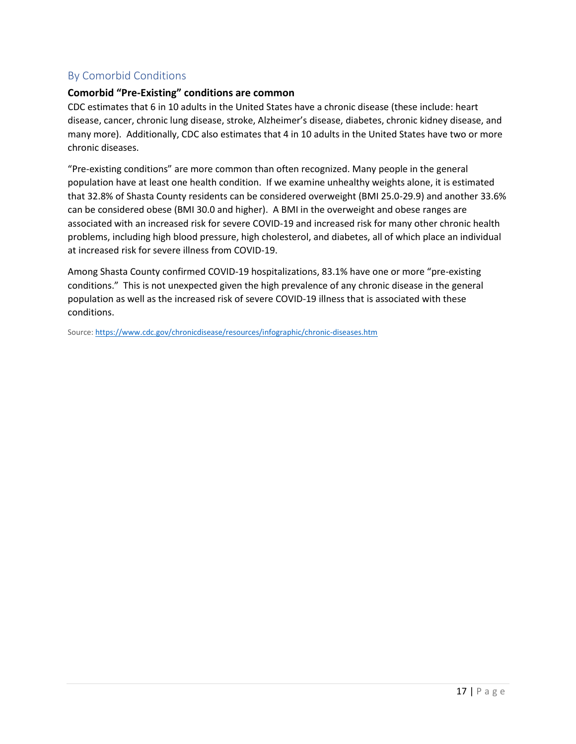## By Comorbid Conditions

### Comorbid "Pre-Existing" conditions are common

CDC estimates that 6 in 10 adults in the United States have a chronic disease (these include: heart disease, cancer, chronic lung disease, stroke, Alzheimer's disease, diabetes, chronic kidney disease, and many more). Additionally, CDC also estimates that 4 in 10 adults in the United States have two or more chronic diseases.

"Pre-existing conditions" are more common than often recognized. Many people in the general population have at least one health condition. If we examine unhealthy weights alone, it is estimated that 32.8% of Shasta County residents can be considered overweight (BMI 25.0-29.9) and another 33.6% can be considered obese (BMI 30.0 and higher). A BMI in the overweight and obese ranges are associated with an increased risk for severe COVID-19 and increased risk for many other chronic health problems, including high blood pressure, high cholesterol, and diabetes, all of which place an individual at increased risk for severe illness from COVID-19.

Among Shasta County confirmed COVID-19 hospitalizations, 83.1% have one or more "pre-existing conditions." This is not unexpected given the high prevalence of any chronic disease in the general population as well as the increased risk of severe COVID-19 illness that is associated with these conditions.

Source: https://www.cdc.gov/chronicdisease/resources/infographic/chronic-diseases.htm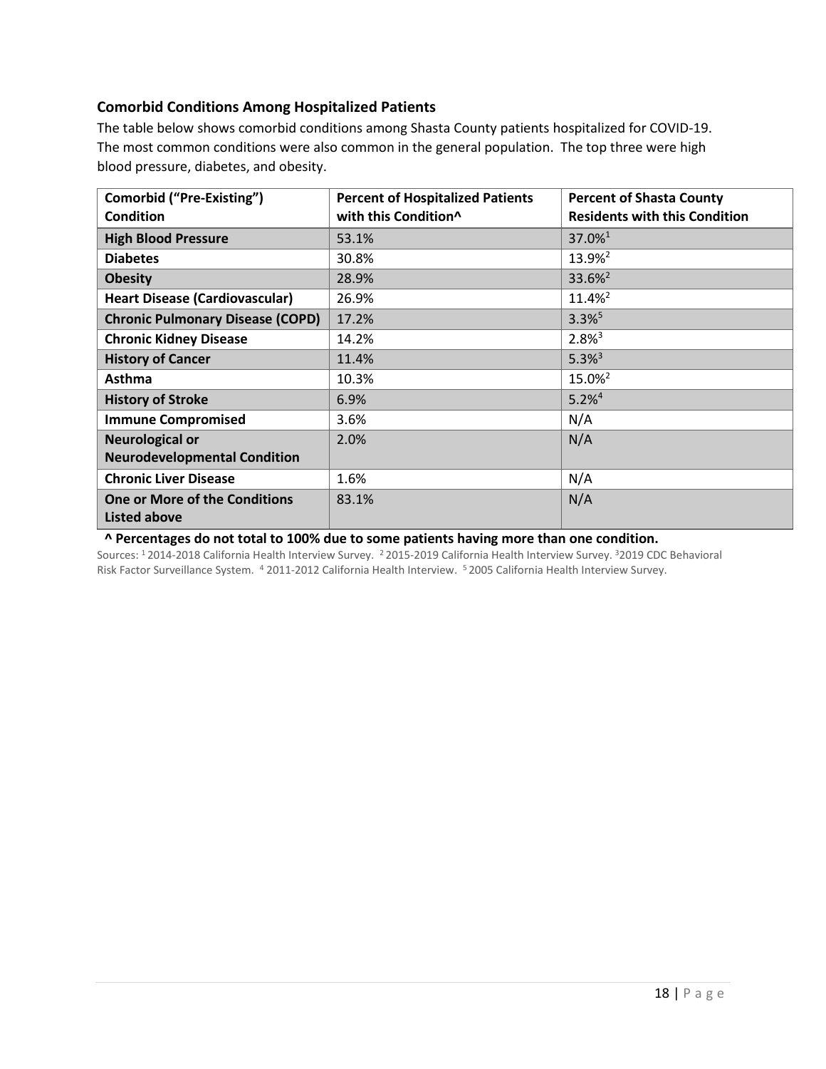### Comorbid Conditions Among Hospitalized Patients

The table below shows comorbid conditions among Shasta County patients hospitalized for COVID-19. The most common conditions were also common in the general population. The top three were high blood pressure, diabetes, and obesity.

| Comorbid ("Pre-Existing") Condition | Percent of Hospitalized Patients with this Condition^ | Percent of Shasta County Residents with this Condition |
|---|---|---|
| **High Blood Pressure** | 53.1% | 37.0%[1] |
| **Diabetes** | 30.8% | 13.9%[2] |
| **Obesity** | 28.9% | 33.6%[2] |
| **Heart Disease (Cardiovascular)** | 26.9% | 11.4%[2] |
| **Chronic Pulmonary Disease (COPD)** | 17.2% | 3.3%[5] |
| **Chronic Kidney Disease** | 14.2% | 2.8%[3] |
| **History of Cancer** | 11.4% | 5.3%[3] |
| **Asthma** | 10.3% | 15.0%[2] |
| **History of Stroke** | 6.9% | 5.2%[4] |
| **Immune Compromised** | 3.6% | N/A |
| **Neurological or Neurodevelopmental Condition** | 2.0% | N/A |
| **Chronic Liver Disease** | 1.6% | N/A |
| **One or More of the Conditions Listed above** | 83.1% | N/A |

**^ Percentages do not total to 100% due to some patients having more than one condition.**

Sources: [1] 2014-2018 California Health Interview Survey. [2] 2015-2019 California Health Interview Survey. [3] 2019 CDC Behavioral Risk Factor Surveillance System. [4] 2011-2012 California Health Interview. [5] 2005 California Health Interview Survey.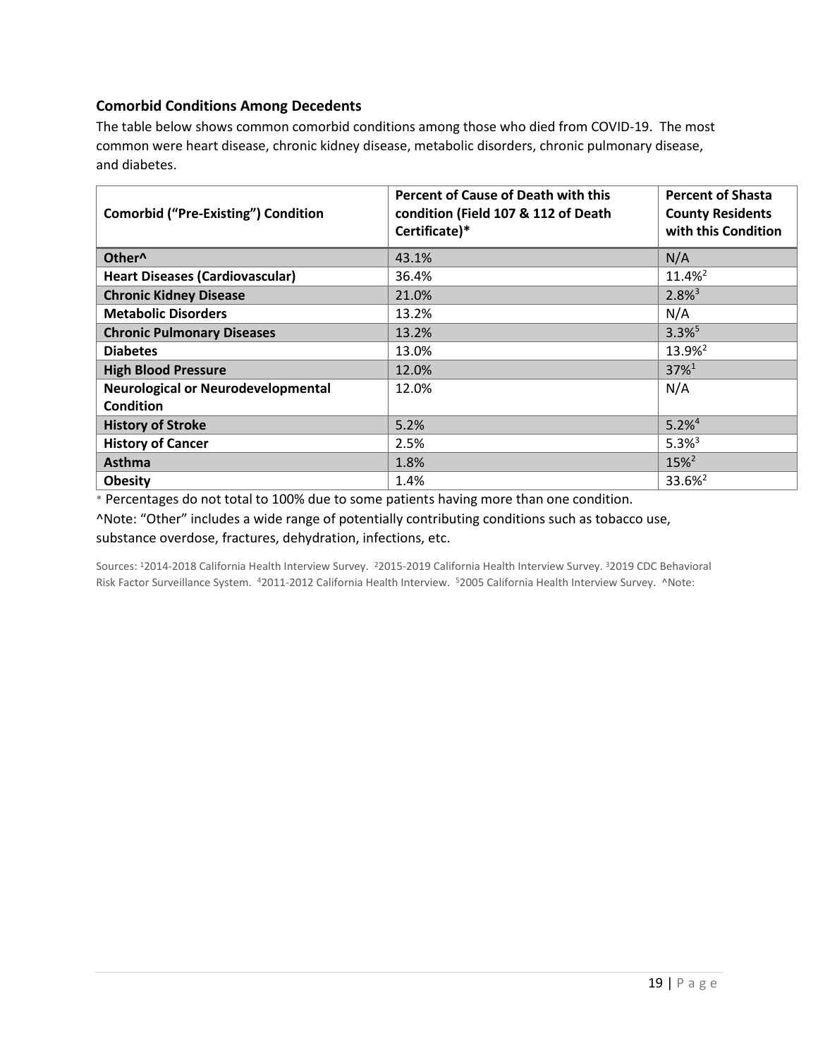## Comorbid Conditions Among Decedents

The table below shows common comorbid conditions among those who died from COVID-19. The most common were heart disease, chronic kidney disease, metabolic disorders, chronic pulmonary disease, and diabetes.

| Comorbid ("Pre-Existing") Condition | Percent of Cause of Death with this condition (Field 107 & 112 of Death Certificate)* | Percent of Shasta County Residents with this Condition |
|---|---|---|
| **Other^** | 43.1% | N/A |
| **Heart Diseases (Cardiovascular)** | 36.4% | 11.4%[2] |
| **Chronic Kidney Disease** | 21.0% | 2.8%[3] |
| **Metabolic Disorders** | 13.2% | N/A |
| **Chronic Pulmonary Diseases** | 13.2% | 3.3%[5] |
| **Diabetes** | 13.0% | 13.9%[2] |
| **High Blood Pressure** | 12.0% | 37%[1] |
| **Neurological or Neurodevelopmental Condition** | 12.0% | N/A |
| **History of Stroke** | 5.2% | 5.2%[4] |
| **History of Cancer** | 2.5% | 5.3%[3] |
| **Asthma** | 1.8% | 15%[2] |
| **Obesity** | 1.4% | 33.6%[2] |

* Percentages do not total to 100% due to some patients having more than one condition.

^Note: "Other" includes a wide range of potentially contributing conditions such as tobacco use, substance overdose, fractures, dehydration, infections, etc.

Sources: [1]2014-2018 California Health Interview Survey. [2]2015-2019 California Health Interview Survey. [3]2019 CDC Behavioral Risk Factor Surveillance System. [4]2011-2012 California Health Interview. [5]2005 California Health Interview Survey. ^Note: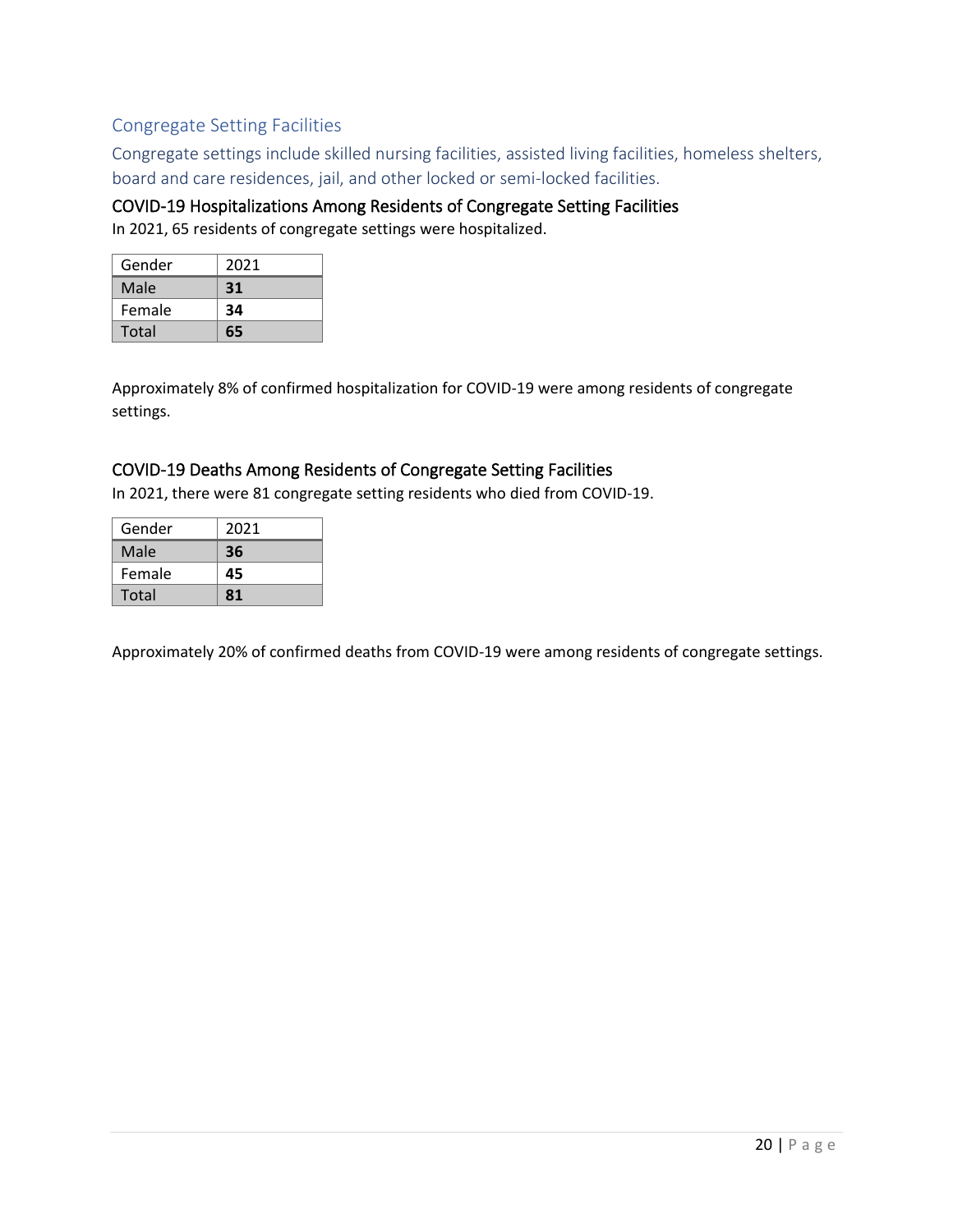## Congregate Setting Facilities

Congregate settings include skilled nursing facilities, assisted living facilities, homeless shelters, board and care residences, jail, and other locked or semi-locked facilities.

### COVID-19 Hospitalizations Among Residents of Congregate Setting Facilities

In 2021, 65 residents of congregate settings were hospitalized.

| Gender | 2021 |
|---|---|
| Male | **31** |
| Female | **34** |
| Total | **65** |

Approximately 8% of confirmed hospitalization for COVID-19 were among residents of congregate settings.

### COVID-19 Deaths Among Residents of Congregate Setting Facilities

In 2021, there were 81 congregate setting residents who died from COVID-19.

| Gender | 2021 |
|---|---|
| Male | **36** |
| Female | **45** |
| Total | **81** |

Approximately 20% of confirmed deaths from COVID-19 were among residents of congregate settings.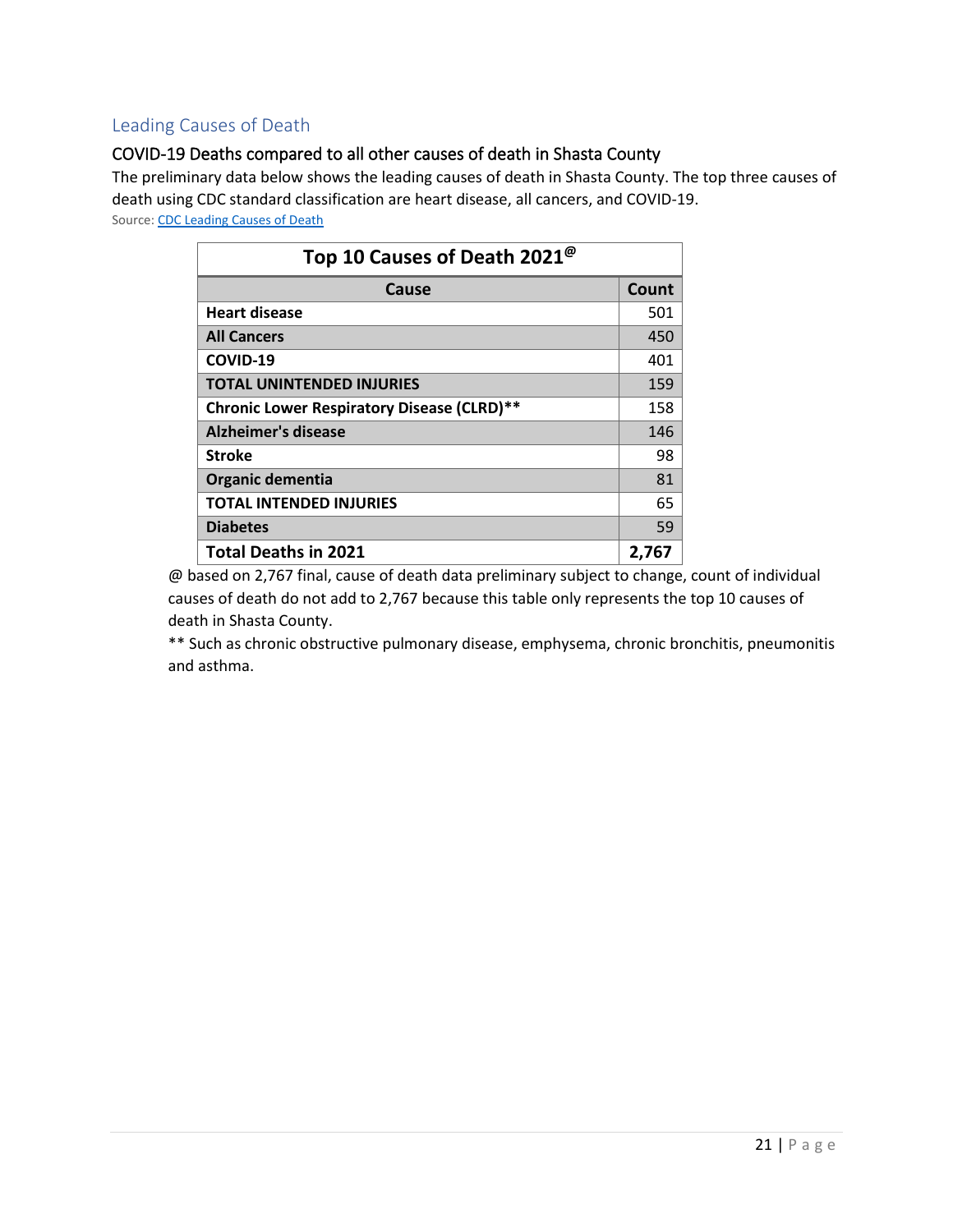## Leading Causes of Death

### COVID-19 Deaths compared to all other causes of death in Shasta County

The preliminary data below shows the leading causes of death in Shasta County. The top three causes of death using CDC standard classification are heart disease, all cancers, and COVID-19.

Source: [CDC Leading Causes of Death]

| Top 10 Causes of Death 2021[@] | |
|---|---|
| **Cause** | **Count** |
| **Heart disease** | 501 |
| **All Cancers** | 450 |
| **COVID-19** | 401 |
| **TOTAL UNINTENDED INJURIES** | 159 |
| **Chronic Lower Respiratory Disease (CLRD)**** | 158 |
| **Alzheimer's disease** | 146 |
| **Stroke** | 98 |
| **Organic dementia** | 81 |
| **TOTAL INTENDED INJURIES** | 65 |
| **Diabetes** | 59 |
| **Total Deaths in 2021** | **2,767** |

@ based on 2,767 final, cause of death data preliminary subject to change, count of individual causes of death do not add to 2,767 because this table only represents the top 10 causes of death in Shasta County.

** Such as chronic obstructive pulmonary disease, emphysema, chronic bronchitis, pneumonitis and asthma.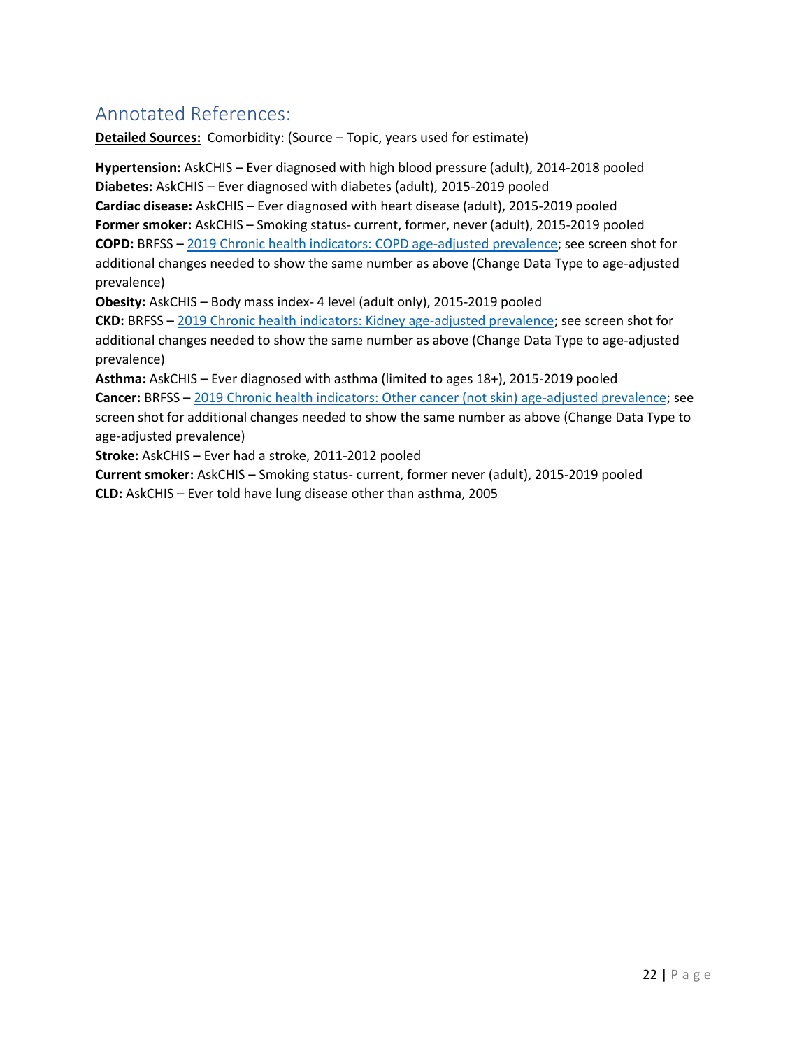## Annotated References:

**Detailed Sources:** Comorbidity: (Source – Topic, years used for estimate)

**Hypertension:** AskCHIS – Ever diagnosed with high blood pressure (adult), 2014-2018 pooled
**Diabetes:** AskCHIS – Ever diagnosed with diabetes (adult), 2015-2019 pooled
**Cardiac disease:** AskCHIS – Ever diagnosed with heart disease (adult), 2015-2019 pooled
**Former smoker:** AskCHIS – Smoking status- current, former, never (adult), 2015-2019 pooled
**COPD:** BRFSS – 2019 Chronic health indicators: COPD age-adjusted prevalence; see screen shot for additional changes needed to show the same number as above (Change Data Type to age-adjusted prevalence)
**Obesity:** AskCHIS – Body mass index- 4 level (adult only), 2015-2019 pooled
**CKD:** BRFSS – 2019 Chronic health indicators: Kidney age-adjusted prevalence; see screen shot for additional changes needed to show the same number as above (Change Data Type to age-adjusted prevalence)
**Asthma:** AskCHIS – Ever diagnosed with asthma (limited to ages 18+), 2015-2019 pooled
**Cancer:** BRFSS – 2019 Chronic health indicators: Other cancer (not skin) age-adjusted prevalence; see screen shot for additional changes needed to show the same number as above (Change Data Type to age-adjusted prevalence)
**Stroke:** AskCHIS – Ever had a stroke, 2011-2012 pooled
**Current smoker:** AskCHIS – Smoking status- current, former never (adult), 2015-2019 pooled
**CLD:** AskCHIS – Ever told have lung disease other than asthma, 2005